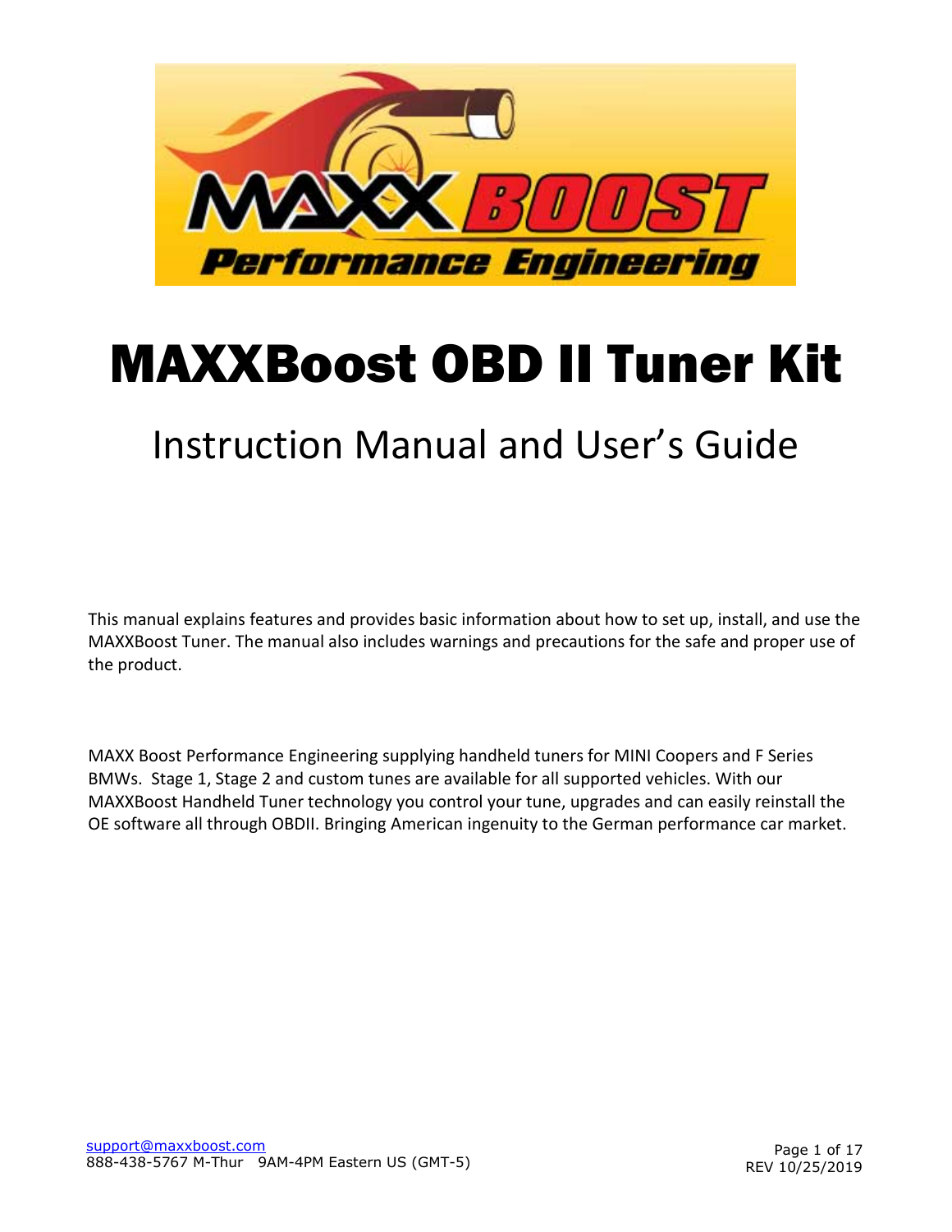# MAXXBoost OBD II Tuner Kit

## Instruction Manual and User's Guide

This manual explains features and provides basic information about how to set up, install, and use the MAXXBoost Tuner. The manual also includes warnings and precautions for the safe and proper use of the product.

MAXX Boost Performance Engineering supplying handheld tuners for MINI Coopers and F Series BMWs. Stage 1, Stage 2 and custom tunes are available for all supported vehicles. With our MAXXBoost Handheld Tuner technology you control your tune, upgrades and can easily reinstall the OE software all through OBDII. Bringing American ingenuity to the German performance car market.

support@maxxboost.com
888-438-5767 M-Thur 9AM-4PM Eastern US (GMT-5)

REV 10/25/2019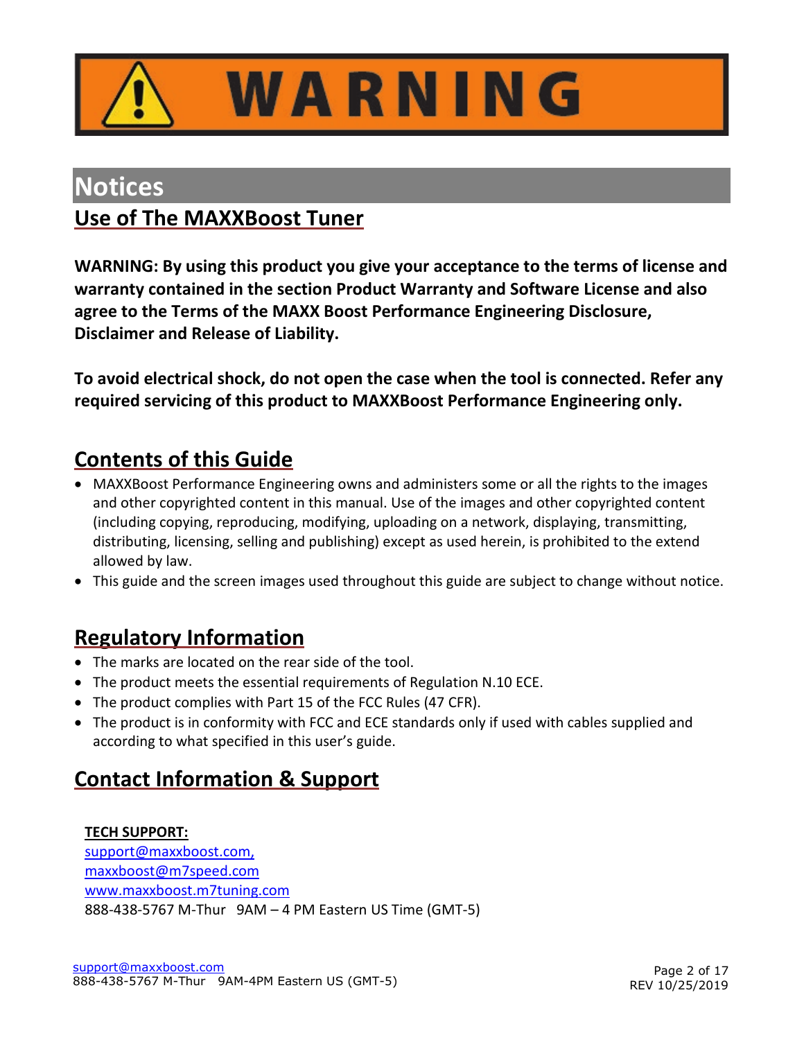# WARNING

# Notices

## Use of The MAXXBoost Tuner

**WARNING: By using this product you give your acceptance to the terms of license and warranty contained in the section Product Warranty and Software License and also agree to the Terms of the MAXX Boost Performance Engineering Disclosure, Disclaimer and Release of Liability.**

**To avoid electrical shock, do not open the case when the tool is connected. Refer any required servicing of this product to MAXXBoost Performance Engineering only.**

## Contents of this Guide

- MAXXBoost Performance Engineering owns and administers some or all the rights to the images and other copyrighted content in this manual. Use of the images and other copyrighted content (including copying, reproducing, modifying, uploading on a network, displaying, transmitting, distributing, licensing, selling and publishing) except as used herein, is prohibited to the extend allowed by law.
- This guide and the screen images used throughout this guide are subject to change without notice.

## Regulatory Information

- The marks are located on the rear side of the tool.
- The product meets the essential requirements of Regulation N.10 ECE.
- The product complies with Part 15 of the FCC Rules (47 CFR).
- The product is in conformity with FCC and ECE standards only if used with cables supplied and according to what specified in this user's guide.

## Contact Information & Support

**TECH SUPPORT:**
support@maxxboost.com,
maxxboost@m7speed.com
www.maxxboost.m7tuning.com
888-438-5767 M-Thur 9AM – 4 PM Eastern US Time (GMT-5)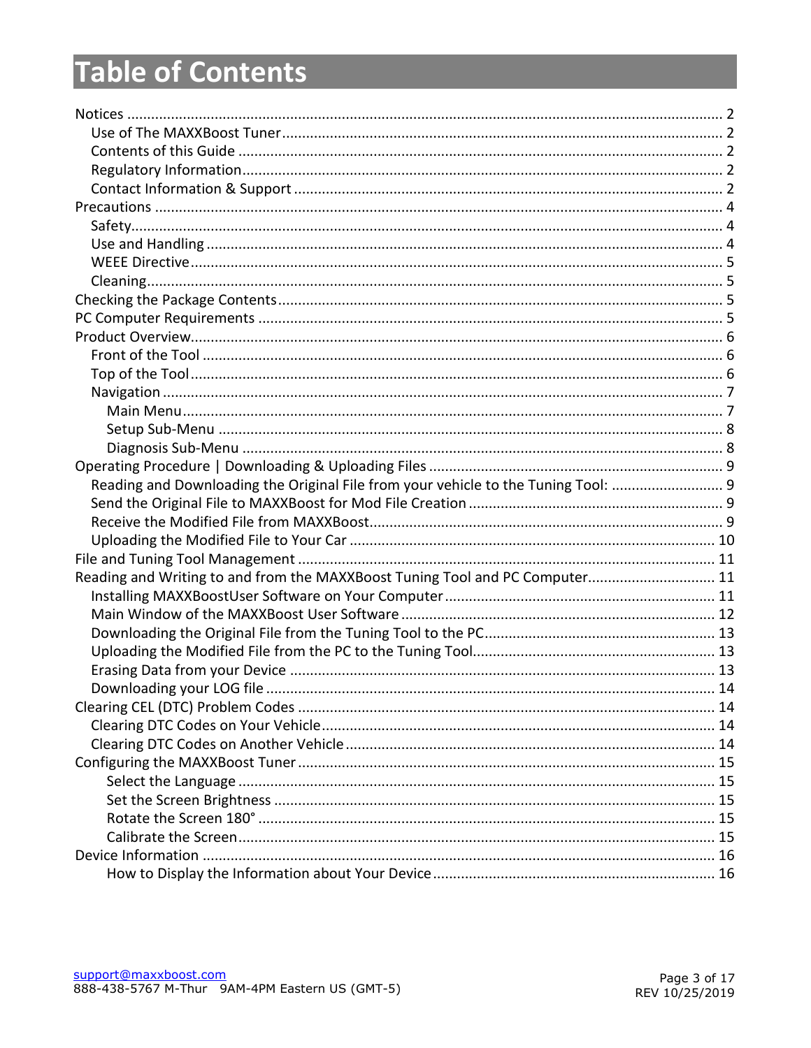# Table of Contents

- Notices ........ 2
  - Use of The MAXXBoost Tuner ........ 2
  - Contents of this Guide ........ 2
  - Regulatory Information ........ 2
  - Contact Information & Support ........ 2
- Precautions ........ 4
  - Safety ........ 4
  - Use and Handling ........ 4
  - WEEE Directive ........ 5
  - Cleaning ........ 5
- Checking the Package Contents ........ 5
- PC Computer Requirements ........ 5
- Product Overview ........ 6
  - Front of the Tool ........ 6
  - Top of the Tool ........ 6
  - Navigation ........ 7
    - Main Menu ........ 7
    - Setup Sub-Menu ........ 8
    - Diagnosis Sub-Menu ........ 8
- Operating Procedure | Downloading & Uploading Files ........ 9
  - Reading and Downloading the Original File from your vehicle to the Tuning Tool: ........ 9
  - Send the Original File to MAXXBoost for Mod File Creation ........ 9
  - Receive the Modified File from MAXXBoost ........ 9
  - Uploading the Modified File to Your Car ........ 10
- File and Tuning Tool Management ........ 11
- Reading and Writing to and from the MAXXBoost Tuning Tool and PC Computer ........ 11
  - Installing MAXXBoostUser Software on Your Computer ........ 11
  - Main Window of the MAXXBoost User Software ........ 12
  - Downloading the Original File from the Tuning Tool to the PC ........ 13
  - Uploading the Modified File from the PC to the Tuning Tool ........ 13
  - Erasing Data from your Device ........ 13
  - Downloading your LOG file ........ 14
- Clearing CEL (DTC) Problem Codes ........ 14
  - Clearing DTC Codes on Your Vehicle ........ 14
  - Clearing DTC Codes on Another Vehicle ........ 14
- Configuring the MAXXBoost Tuner ........ 15
    - Select the Language ........ 15
    - Set the Screen Brightness ........ 15
    - Rotate the Screen 180° ........ 15
    - Calibrate the Screen ........ 15
- Device Information ........ 16
    - How to Display the Information about Your Device ........ 16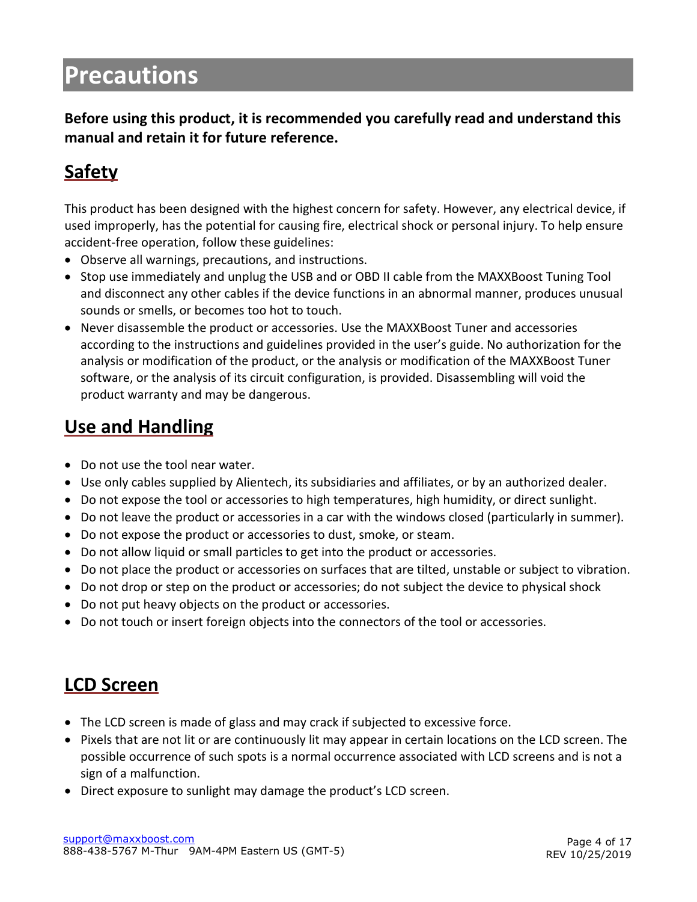# Precautions

**Before using this product, it is recommended you carefully read and understand this manual and retain it for future reference.**

## Safety

This product has been designed with the highest concern for safety. However, any electrical device, if used improperly, has the potential for causing fire, electrical shock or personal injury. To help ensure accident-free operation, follow these guidelines:

- Observe all warnings, precautions, and instructions.
- Stop use immediately and unplug the USB and or OBD II cable from the MAXXBoost Tuning Tool and disconnect any other cables if the device functions in an abnormal manner, produces unusual sounds or smells, or becomes too hot to touch.
- Never disassemble the product or accessories. Use the MAXXBoost Tuner and accessories according to the instructions and guidelines provided in the user's guide. No authorization for the analysis or modification of the product, or the analysis or modification of the MAXXBoost Tuner software, or the analysis of its circuit configuration, is provided. Disassembling will void the product warranty and may be dangerous.

## Use and Handling

- Do not use the tool near water.
- Use only cables supplied by Alientech, its subsidiaries and affiliates, or by an authorized dealer.
- Do not expose the tool or accessories to high temperatures, high humidity, or direct sunlight.
- Do not leave the product or accessories in a car with the windows closed (particularly in summer).
- Do not expose the product or accessories to dust, smoke, or steam.
- Do not allow liquid or small particles to get into the product or accessories.
- Do not place the product or accessories on surfaces that are tilted, unstable or subject to vibration.
- Do not drop or step on the product or accessories; do not subject the device to physical shock
- Do not put heavy objects on the product or accessories.
- Do not touch or insert foreign objects into the connectors of the tool or accessories.

## LCD Screen

- The LCD screen is made of glass and may crack if subjected to excessive force.
- Pixels that are not lit or are continuously lit may appear in certain locations on the LCD screen. The possible occurrence of such spots is a normal occurrence associated with LCD screens and is not a sign of a malfunction.
- Direct exposure to sunlight may damage the product's LCD screen.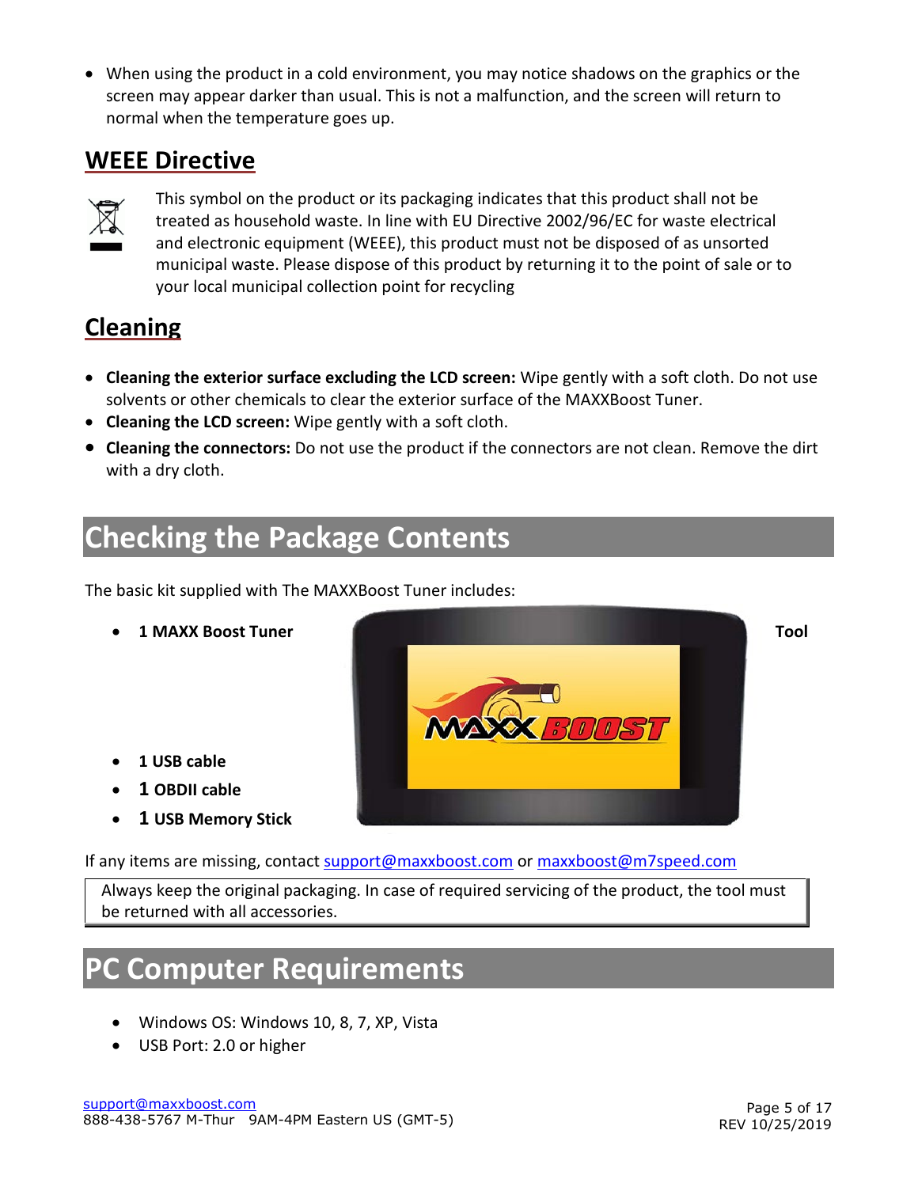- When using the product in a cold environment, you may notice shadows on the graphics or the screen may appear darker than usual. This is not a malfunction, and the screen will return to normal when the temperature goes up.

## WEEE Directive

This symbol on the product or its packaging indicates that this product shall not be treated as household waste. In line with EU Directive 2002/96/EC for waste electrical and electronic equipment (WEEE), this product must not be disposed of as unsorted municipal waste. Please dispose of this product by returning it to the point of sale or to your local municipal collection point for recycling

## Cleaning

- **Cleaning the exterior surface excluding the LCD screen:** Wipe gently with a soft cloth. Do not use solvents or other chemicals to clear the exterior surface of the MAXXBoost Tuner.
- **Cleaning the LCD screen:** Wipe gently with a soft cloth.
- **Cleaning the connectors:** Do not use the product if the connectors are not clean. Remove the dirt with a dry cloth.

# Checking the Package Contents

The basic kit supplied with The MAXXBoost Tuner includes:

- **1 MAXX Boost Tuner Tool**
- **1 USB cable**
- **1 OBDII cable**
- **1 USB Memory Stick**

If any items are missing, contact support@maxxboost.com or maxxboost@m7speed.com

Always keep the original packaging. In case of required servicing of the product, the tool must be returned with all accessories.

# PC Computer Requirements

- Windows OS: Windows 10, 8, 7, XP, Vista
- USB Port: 2.0 or higher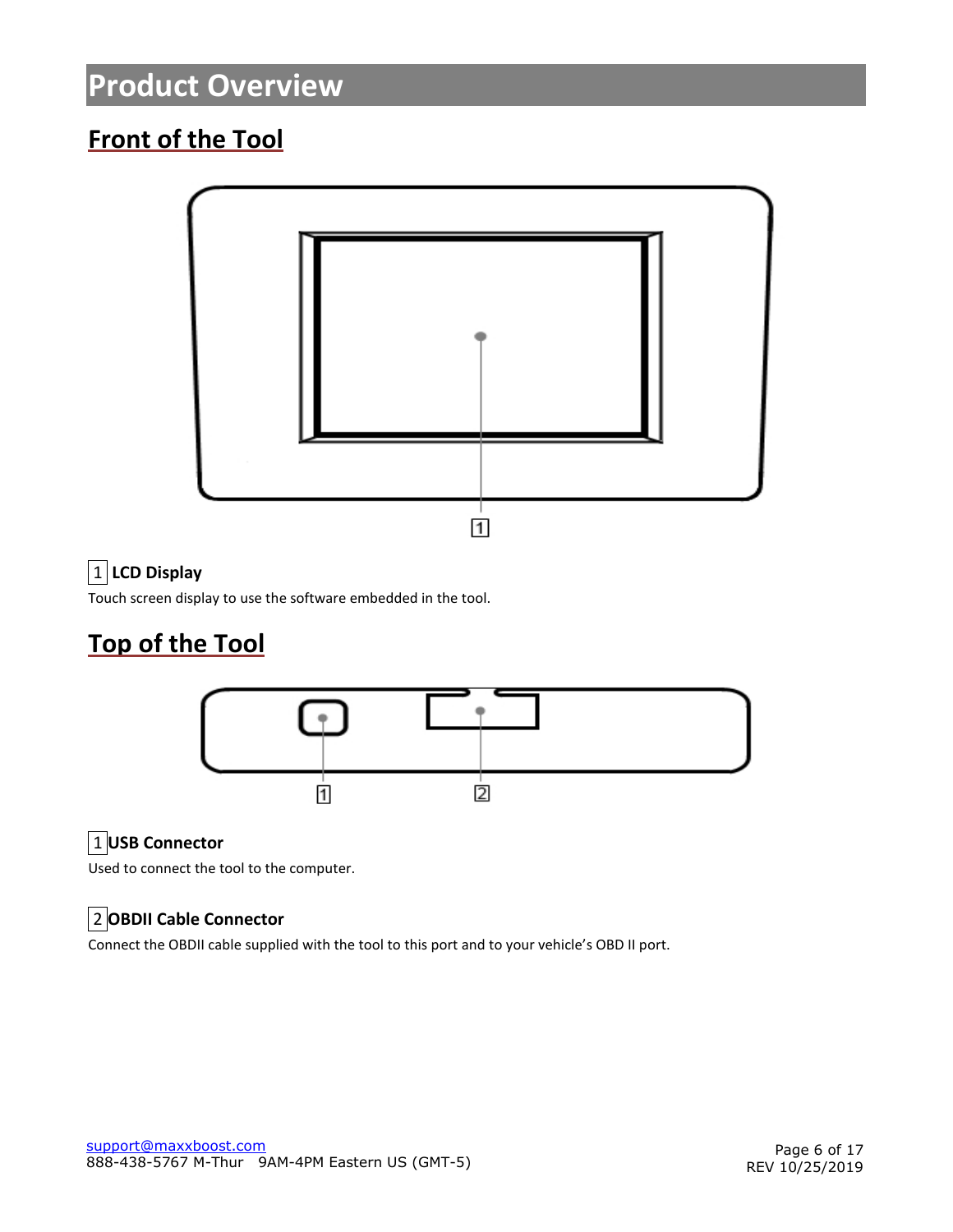# Product Overview

## Front of the Tool

1 **LCD Display**

Touch screen display to use the software embedded in the tool.

## Top of the Tool

1 **USB Connector**

Used to connect the tool to the computer.

2 **OBDII Cable Connector**

Connect the OBDII cable supplied with the tool to this port and to your vehicle's OBD II port.

support@maxxboost.com
888-438-5767 M-Thur 9AM-4PM Eastern US (GMT-5)

REV 10/25/2019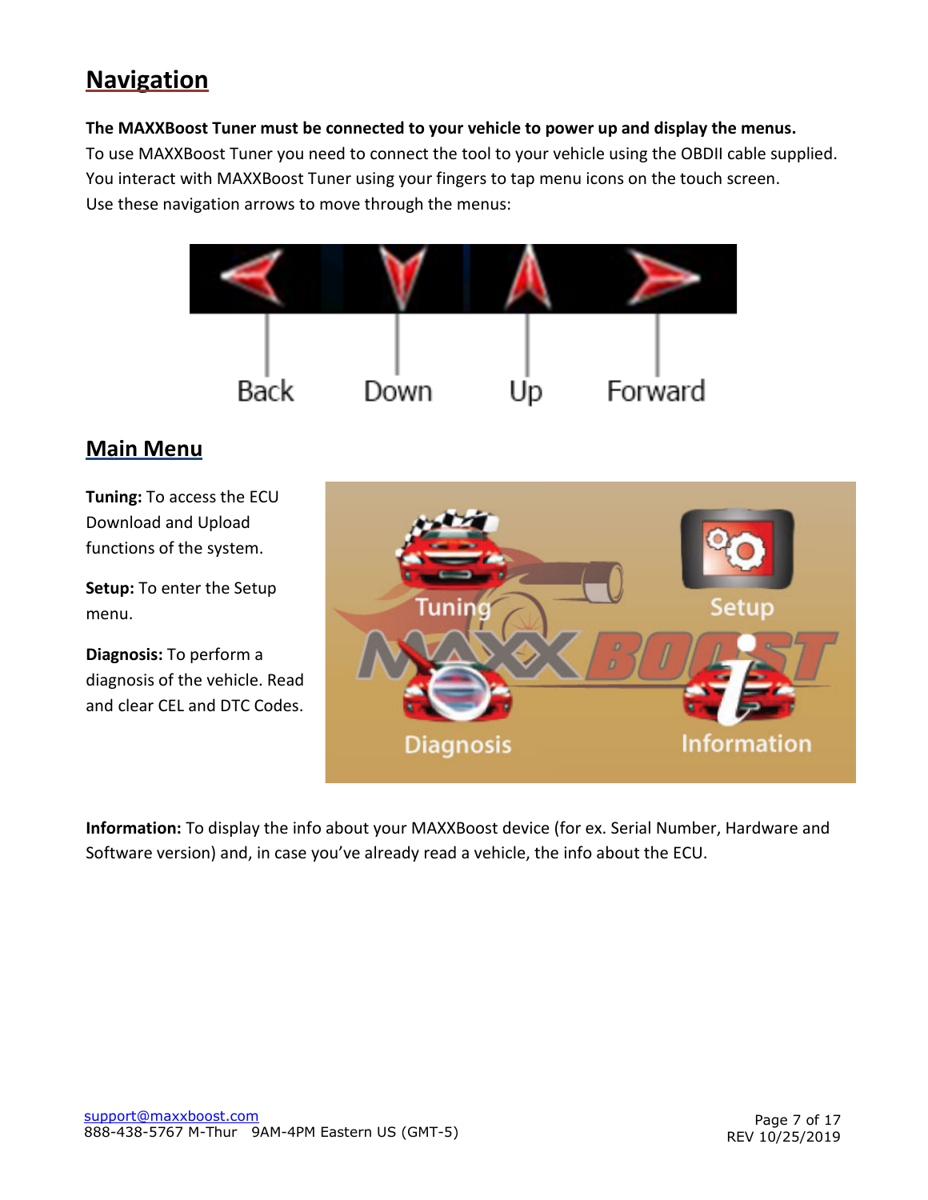## Navigation

**The MAXXBoost Tuner must be connected to your vehicle to power up and display the menus.**
To use MAXXBoost Tuner you need to connect the tool to your vehicle using the OBDII cable supplied.
You interact with MAXXBoost Tuner using your fingers to tap menu icons on the touch screen.
Use these navigation arrows to move through the menus:

## Main Menu

**Tuning:** To access the ECU Download and Upload functions of the system.

**Setup:** To enter the Setup menu.

**Diagnosis:** To perform a diagnosis of the vehicle. Read and clear CEL and DTC Codes.

**Information:** To display the info about your MAXXBoost device (for ex. Serial Number, Hardware and Software version) and, in case you've already read a vehicle, the info about the ECU.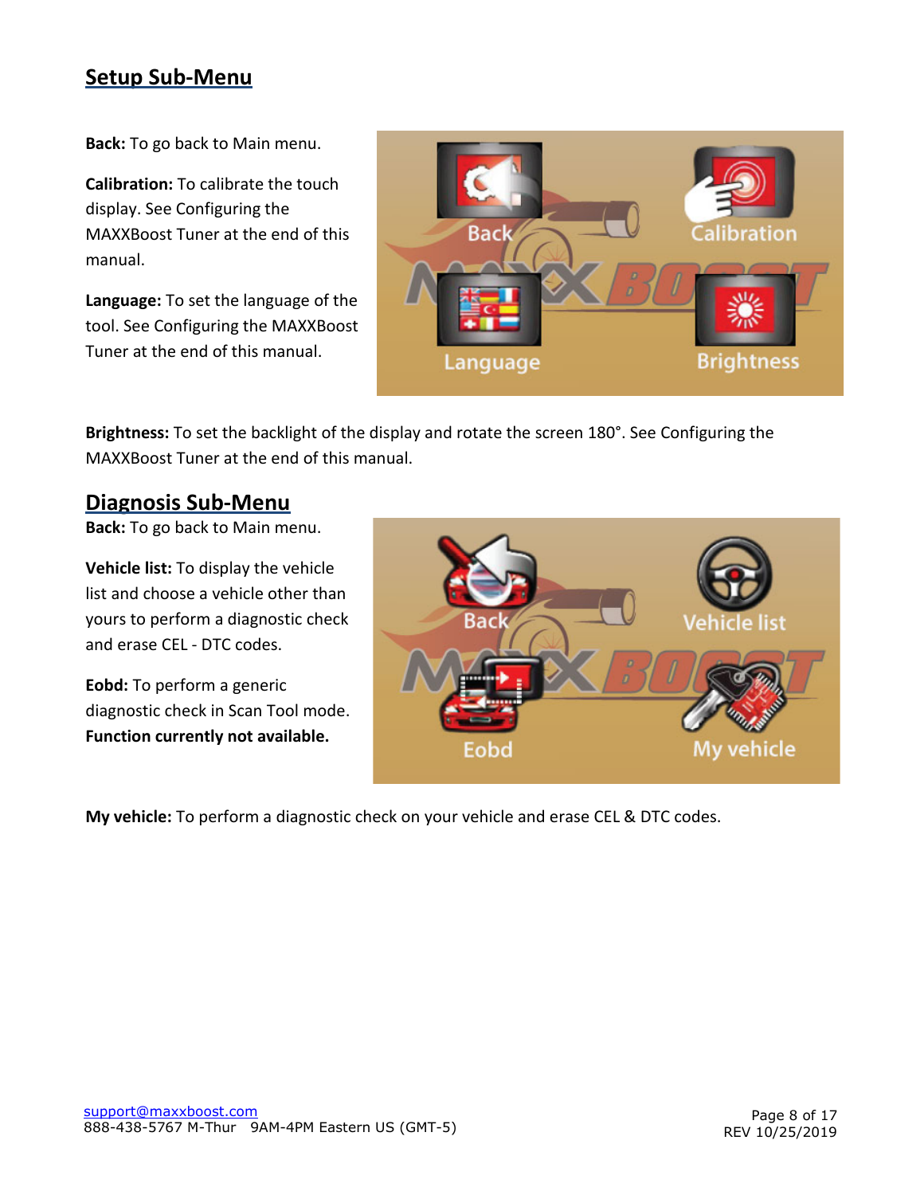## Setup Sub-Menu

**Back:** To go back to Main menu.

**Calibration:** To calibrate the touch display. See Configuring the MAXXBoost Tuner at the end of this manual.

**Language:** To set the language of the tool. See Configuring the MAXXBoost Tuner at the end of this manual.

**Brightness:** To set the backlight of the display and rotate the screen 180°. See Configuring the MAXXBoost Tuner at the end of this manual.

## Diagnosis Sub-Menu

**Back:** To go back to Main menu.

**Vehicle list:** To display the vehicle list and choose a vehicle other than yours to perform a diagnostic check and erase CEL - DTC codes.

**Eobd:** To perform a generic diagnostic check in Scan Tool mode. **Function currently not available.**

**My vehicle:** To perform a diagnostic check on your vehicle and erase CEL & DTC codes.

support@maxxboost.com
888-438-5767 M-Thur 9AM-4PM Eastern US (GMT-5)

REV 10/25/2019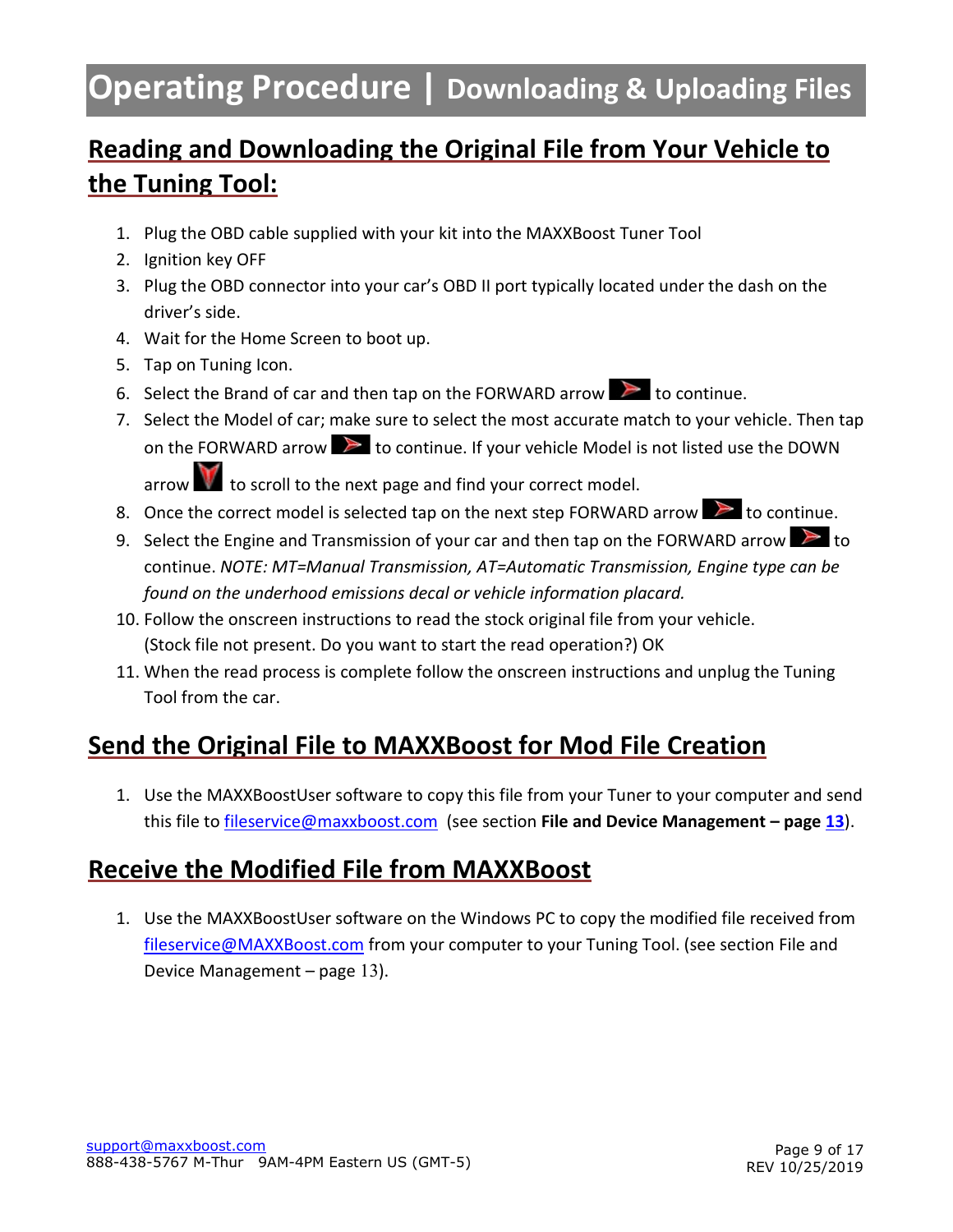# Operating Procedure | Downloading & Uploading Files

## Reading and Downloading the Original File from Your Vehicle to the Tuning Tool:

1. Plug the OBD cable supplied with your kit into the MAXXBoost Tuner Tool
2. Ignition key OFF
3. Plug the OBD connector into your car's OBD II port typically located under the dash on the driver's side.
4. Wait for the Home Screen to boot up.
5. Tap on Tuning Icon.
6. Select the Brand of car and then tap on the FORWARD arrow to continue.
7. Select the Model of car; make sure to select the most accurate match to your vehicle. Then tap on the FORWARD arrow to continue. If your vehicle Model is not listed use the DOWN arrow to scroll to the next page and find your correct model.
8. Once the correct model is selected tap on the next step FORWARD arrow to continue.
9. Select the Engine and Transmission of your car and then tap on the FORWARD arrow to continue. *NOTE: MT=Manual Transmission, AT=Automatic Transmission, Engine type can be found on the underhood emissions decal or vehicle information placard.*
10. Follow the onscreen instructions to read the stock original file from your vehicle. (Stock file not present. Do you want to start the read operation?) OK
11. When the read process is complete follow the onscreen instructions and unplug the Tuning Tool from the car.

## Send the Original File to MAXXBoost for Mod File Creation

1. Use the MAXXBoostUser software to copy this file from your Tuner to your computer and send this file to fileservice@maxxboost.com (see section **File and Device Management – page 13**).

## Receive the Modified File from MAXXBoost

1. Use the MAXXBoostUser software on the Windows PC to copy the modified file received from fileservice@MAXXBoost.com from your computer to your Tuning Tool. (see section File and Device Management – page 13).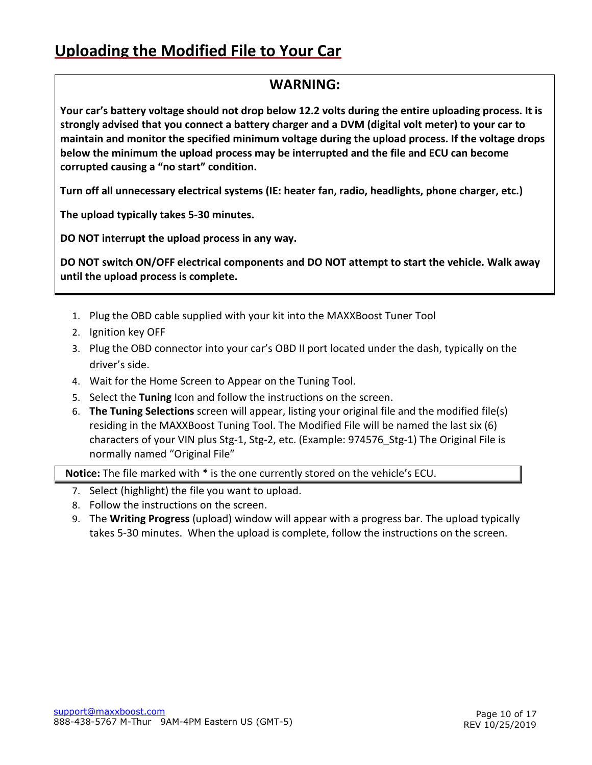# Uploading the Modified File to Your Car

## WARNING:

**Your car's battery voltage should not drop below 12.2 volts during the entire uploading process. It is strongly advised that you connect a battery charger and a DVM (digital volt meter) to your car to maintain and monitor the specified minimum voltage during the upload process. If the voltage drops below the minimum the upload process may be interrupted and the file and ECU can become corrupted causing a "no start" condition.**

**Turn off all unnecessary electrical systems (IE: heater fan, radio, headlights, phone charger, etc.)**

**The upload typically takes 5-30 minutes.**

**DO NOT interrupt the upload process in any way.**

**DO NOT switch ON/OFF electrical components and DO NOT attempt to start the vehicle. Walk away until the upload process is complete.**

1. Plug the OBD cable supplied with your kit into the MAXXBoost Tuner Tool
2. Ignition key OFF
3. Plug the OBD connector into your car's OBD II port located under the dash, typically on the driver's side.
4. Wait for the Home Screen to Appear on the Tuning Tool.
5. Select the **Tuning** Icon and follow the instructions on the screen.
6. **The Tuning Selections** screen will appear, listing your original file and the modified file(s) residing in the MAXXBoost Tuning Tool. The Modified File will be named the last six (6) characters of your VIN plus Stg-1, Stg-2, etc. (Example: 974576_Stg-1) The Original File is normally named "Original File"

**Notice:** The file marked with * is the one currently stored on the vehicle's ECU.

7. Select (highlight) the file you want to upload.
8. Follow the instructions on the screen.
9. The **Writing Progress** (upload) window will appear with a progress bar. The upload typically takes 5-30 minutes. When the upload is complete, follow the instructions on the screen.

support@maxxboost.com
888-438-5767 M-Thur 9AM-4PM Eastern US (GMT-5)

REV 10/25/2019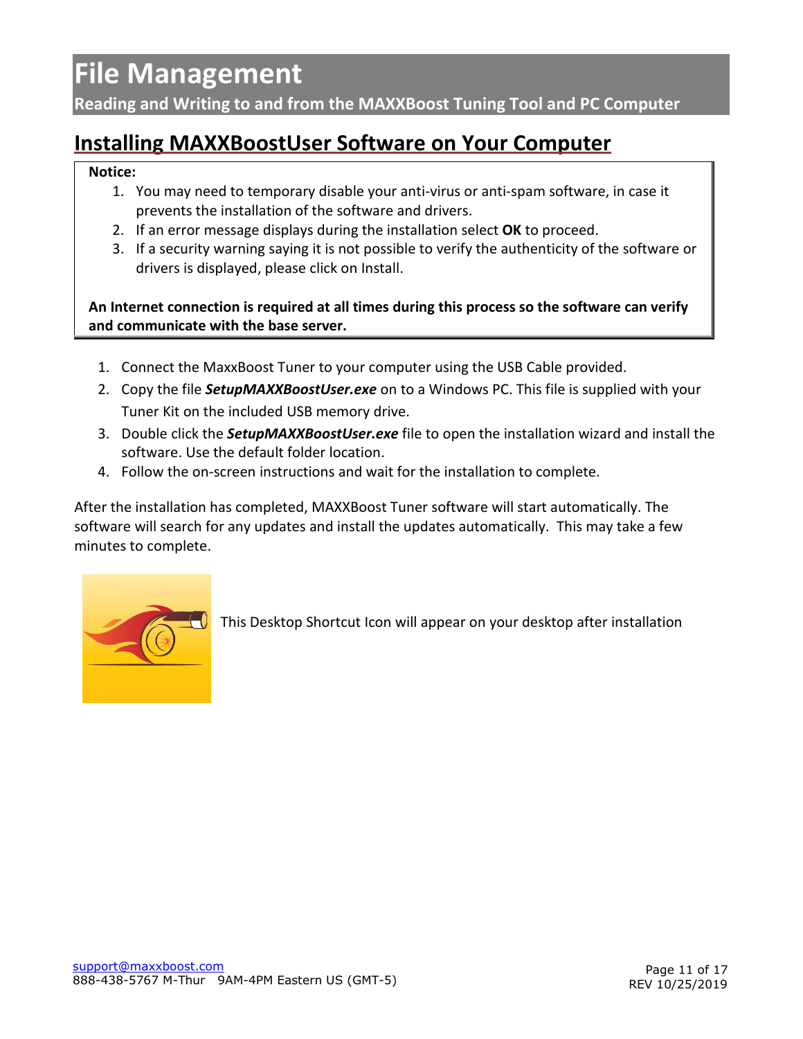# File Management

**Reading and Writing to and from the MAXXBoost Tuning Tool and PC Computer**

## Installing MAXXBoostUser Software on Your Computer

**Notice:**

1. You may need to temporary disable your anti-virus or anti-spam software, in case it prevents the installation of the software and drivers.
2. If an error message displays during the installation select **OK** to proceed.
3. If a security warning saying it is not possible to verify the authenticity of the software or drivers is displayed, please click on Install.

**An Internet connection is required at all times during this process so the software can verify and communicate with the base server.**

1. Connect the MaxxBoost Tuner to your computer using the USB Cable provided.
2. Copy the file ***SetupMAXXBoostUser.exe*** on to a Windows PC. This file is supplied with your Tuner Kit on the included USB memory drive.
3. Double click the ***SetupMAXXBoostUser.exe*** file to open the installation wizard and install the software. Use the default folder location.
4. Follow the on-screen instructions and wait for the installation to complete.

After the installation has completed, MAXXBoost Tuner software will start automatically. The software will search for any updates and install the updates automatically. This may take a few minutes to complete.

This Desktop Shortcut Icon will appear on your desktop after installation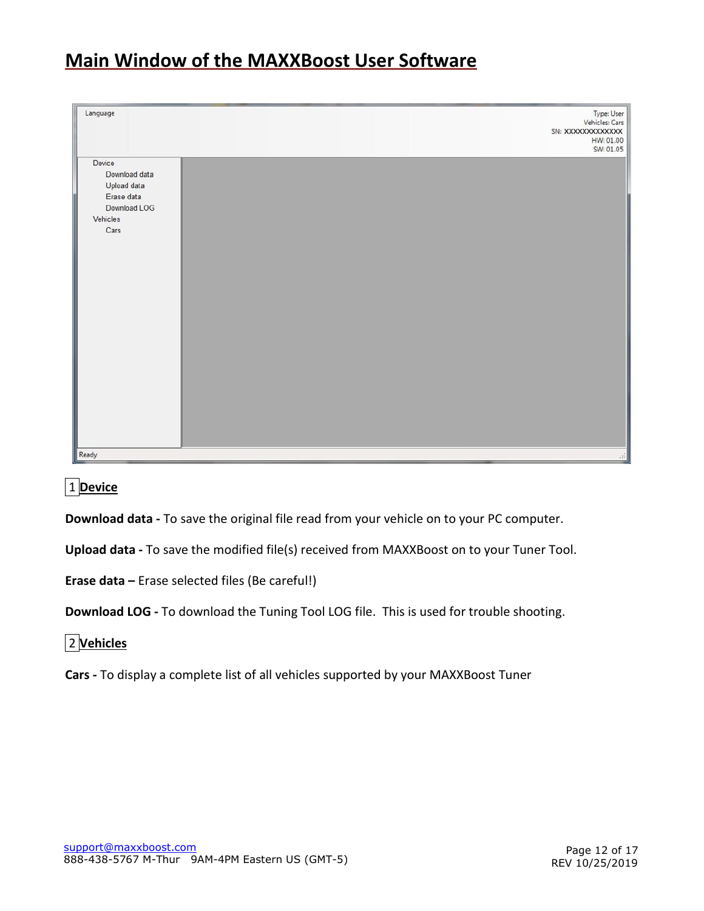# Main Window of the MAXXBoost User Software

Language

Type: User
Vehicles: Cars
SN: XXXXXXXXXXXXX
HW: 01.00
SW: 01.05

Device
- Download data
- Upload data
- Erase data
- Download LOG

Vehicles
- Cars

Ready

1 **Device**

**Download data -** To save the original file read from your vehicle on to your PC computer.

**Upload data -** To save the modified file(s) received from MAXXBoost on to your Tuner Tool.

**Erase data –** Erase selected files (Be careful!)

**Download LOG -** To download the Tuning Tool LOG file. This is used for trouble shooting.

2 **Vehicles**

**Cars -** To display a complete list of all vehicles supported by your MAXXBoost Tuner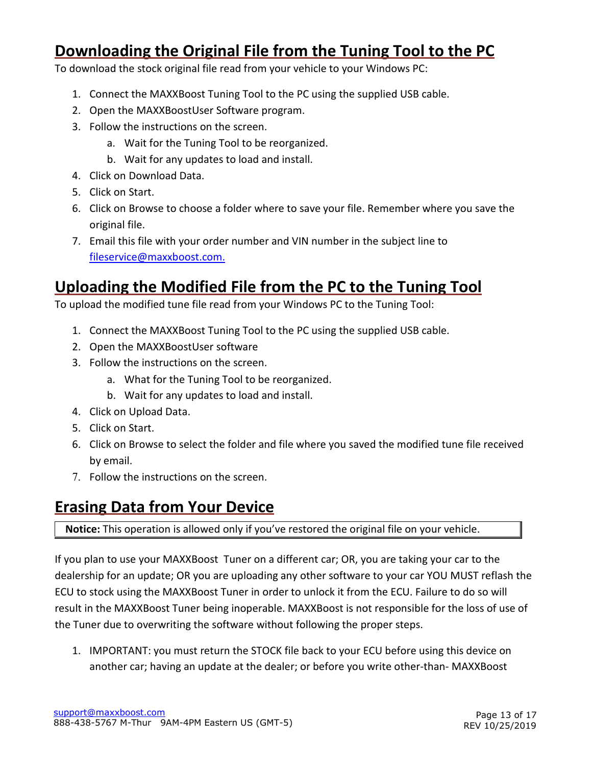## Downloading the Original File from the Tuning Tool to the PC

To download the stock original file read from your vehicle to your Windows PC:

1. Connect the MAXXBoost Tuning Tool to the PC using the supplied USB cable.
2. Open the MAXXBoostUser Software program.
3. Follow the instructions on the screen.
    a. Wait for the Tuning Tool to be reorganized.
    b. Wait for any updates to load and install.
4. Click on Download Data.
5. Click on Start.
6. Click on Browse to choose a folder where to save your file. Remember where you save the original file.
7. Email this file with your order number and VIN number in the subject line to fileservice@maxxboost.com.

## Uploading the Modified File from the PC to the Tuning Tool

To upload the modified tune file read from your Windows PC to the Tuning Tool:

1. Connect the MAXXBoost Tuning Tool to the PC using the supplied USB cable.
2. Open the MAXXBoostUser software
3. Follow the instructions on the screen.
    a. What for the Tuning Tool to be reorganized.
    b. Wait for any updates to load and install.
4. Click on Upload Data.
5. Click on Start.
6. Click on Browse to select the folder and file where you saved the modified tune file received by email.
7. Follow the instructions on the screen.

## Erasing Data from Your Device

**Notice:** This operation is allowed only if you've restored the original file on your vehicle.

If you plan to use your MAXXBoost Tuner on a different car; OR, you are taking your car to the dealership for an update; OR you are uploading any other software to your car YOU MUST reflash the ECU to stock using the MAXXBoost Tuner in order to unlock it from the ECU. Failure to do so will result in the MAXXBoost Tuner being inoperable. MAXXBoost is not responsible for the loss of use of the Tuner due to overwriting the software without following the proper steps.

1. IMPORTANT: you must return the STOCK file back to your ECU before using this device on another car; having an update at the dealer; or before you write other-than- MAXXBoost

support@maxxboost.com
888-438-5767 M-Thur 9AM-4PM Eastern US (GMT-5)

REV 10/25/2019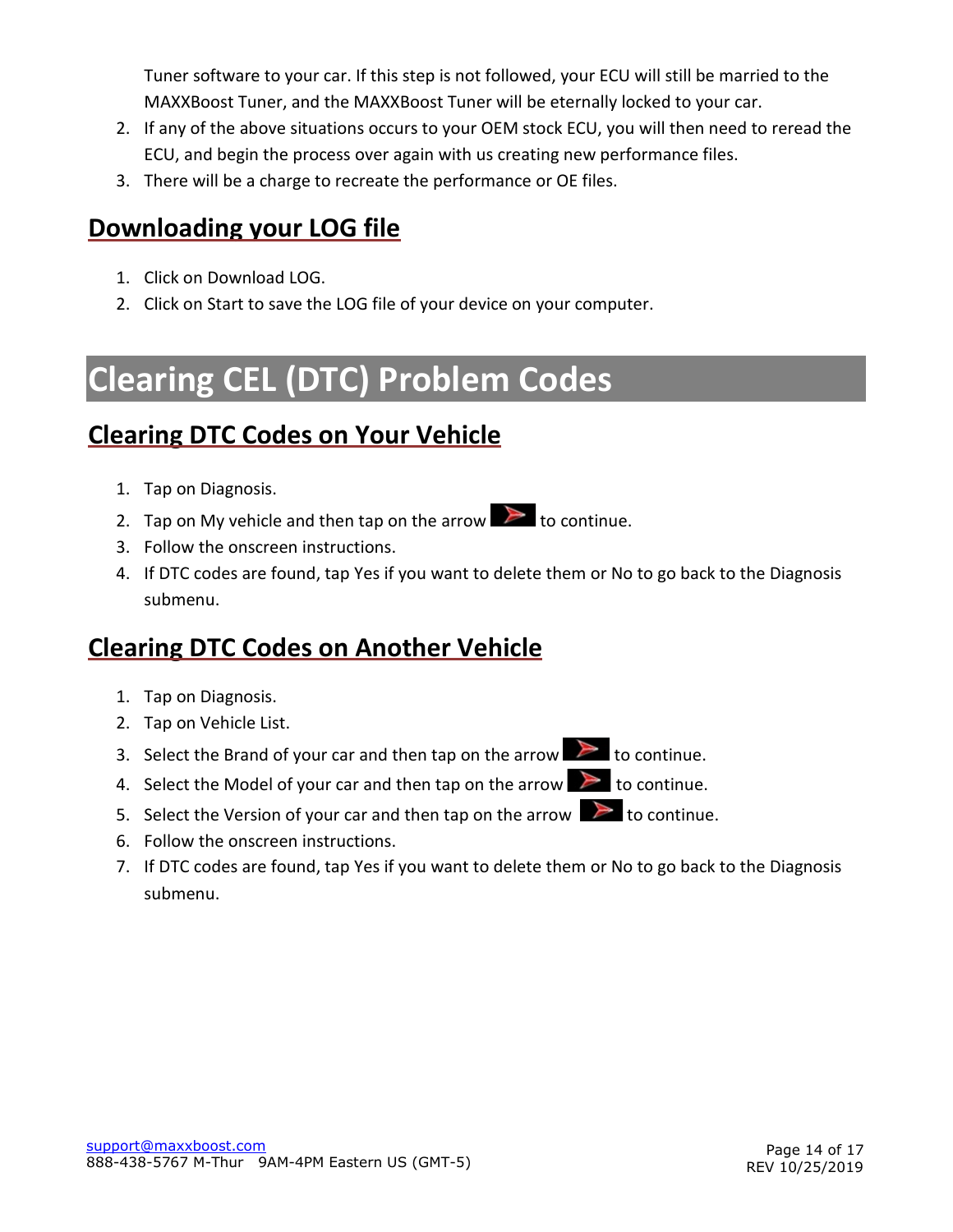Tuner software to your car. If this step is not followed, your ECU will still be married to the MAXXBoost Tuner, and the MAXXBoost Tuner will be eternally locked to your car.

2. If any of the above situations occurs to your OEM stock ECU, you will then need to reread the ECU, and begin the process over again with us creating new performance files.
3. There will be a charge to recreate the performance or OE files.

## Downloading your LOG file

1. Click on Download LOG.
2. Click on Start to save the LOG file of your device on your computer.

# Clearing CEL (DTC) Problem Codes

## Clearing DTC Codes on Your Vehicle

1. Tap on Diagnosis.
2. Tap on My vehicle and then tap on the arrow to continue.
3. Follow the onscreen instructions.
4. If DTC codes are found, tap Yes if you want to delete them or No to go back to the Diagnosis submenu.

## Clearing DTC Codes on Another Vehicle

1. Tap on Diagnosis.
2. Tap on Vehicle List.
3. Select the Brand of your car and then tap on the arrow to continue.
4. Select the Model of your car and then tap on the arrow to continue.
5. Select the Version of your car and then tap on the arrow to continue.
6. Follow the onscreen instructions.
7. If DTC codes are found, tap Yes if you want to delete them or No to go back to the Diagnosis submenu.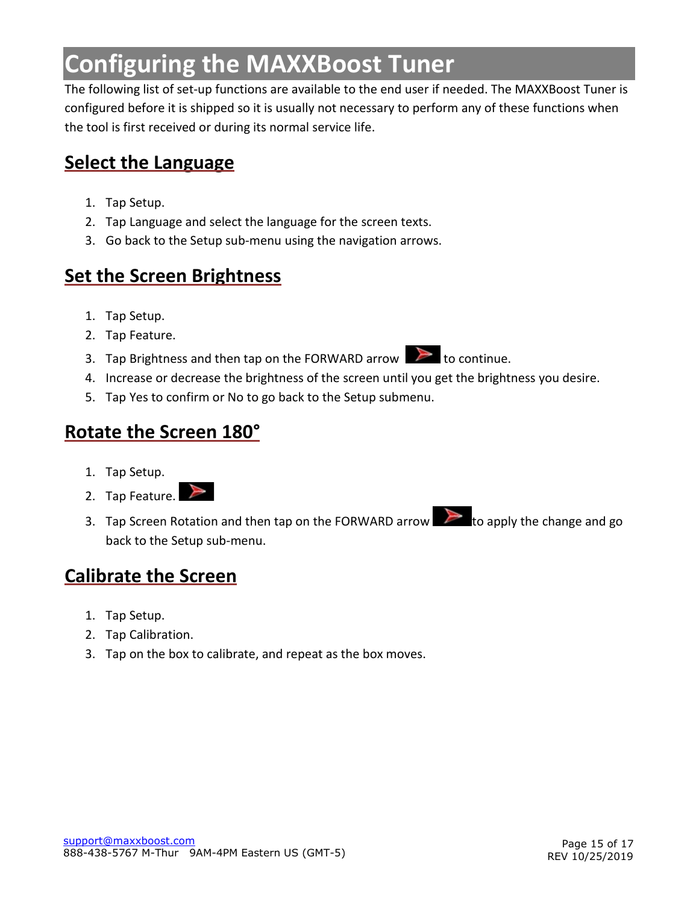# Configuring the MAXXBoost Tuner

The following list of set-up functions are available to the end user if needed. The MAXXBoost Tuner is configured before it is shipped so it is usually not necessary to perform any of these functions when the tool is first received or during its normal service life.

## Select the Language

1. Tap Setup.
2. Tap Language and select the language for the screen texts.
3. Go back to the Setup sub-menu using the navigation arrows.

## Set the Screen Brightness

1. Tap Setup.
2. Tap Feature.
3. Tap Brightness and then tap on the FORWARD arrow to continue.
4. Increase or decrease the brightness of the screen until you get the brightness you desire.
5. Tap Yes to confirm or No to go back to the Setup submenu.

## Rotate the Screen 180°

1. Tap Setup.
2. Tap Feature.
3. Tap Screen Rotation and then tap on the FORWARD arrow to apply the change and go back to the Setup sub-menu.

## Calibrate the Screen

1. Tap Setup.
2. Tap Calibration.
3. Tap on the box to calibrate, and repeat as the box moves.

support@maxxboost.com
888-438-5767 M-Thur 9AM-4PM Eastern US (GMT-5)

REV 10/25/2019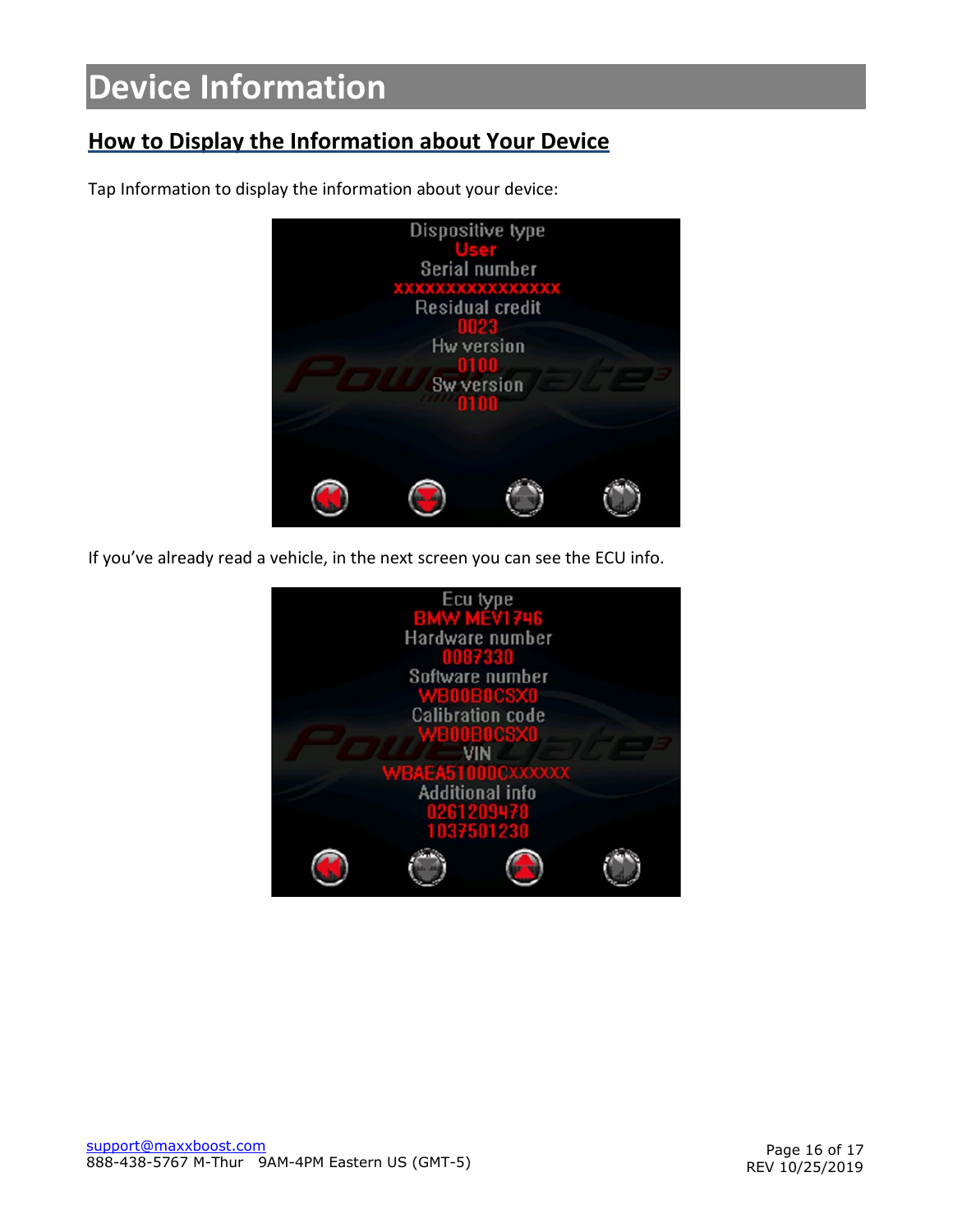# Device Information

## How to Display the Information about Your Device

Tap Information to display the information about your device:

Dispositive type
User
Serial number
XXXXXXXXXXXXXXX
Residual credit
0023
Hw version
0100
Sw version
0100

If you've already read a vehicle, in the next screen you can see the ECU info.

Ecu type
BMW MEV1746
Hardware number
0087330
Software number
WB00B0CSX0
Calibration code
WB00B0CSX0
VIN
WBAEA51000CXXXXXX
Additional info
0261209478
1037501230

support@maxxboost.com
888-438-5767 M-Thur 9AM-4PM Eastern US (GMT-5)

REV 10/25/2019